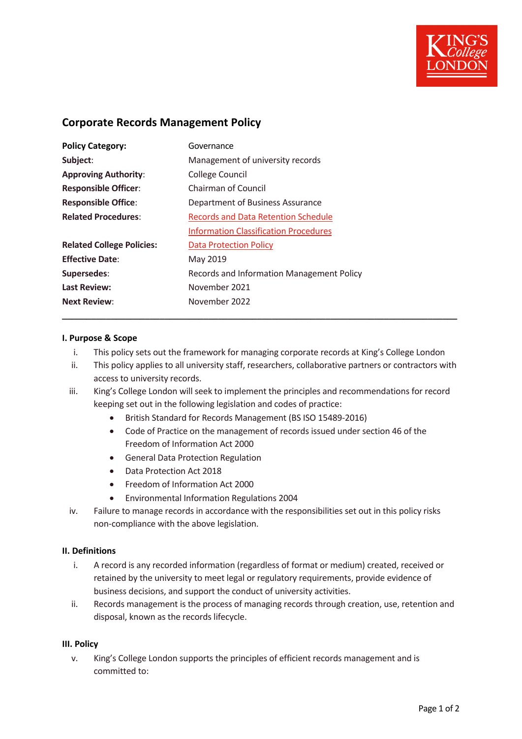# Corporate Records Management Policy

| | |
|---|---|
| **Policy Category:** | Governance |
| **Subject**: | Management of university records |
| **Approving Authority**: | College Council |
| **Responsible Officer**: | Chairman of Council |
| **Responsible Office**: | Department of Business Assurance |
| **Related Procedures**: | Records and Data Retention Schedule<br>Information Classification Procedures |
| **Related College Policies:** | Data Protection Policy |
| **Effective Date**: | May 2019 |
| **Supersedes**: | Records and Information Management Policy |
| **Last Review:** | November 2021 |
| **Next Review**: | November 2022 |

---

**I. Purpose & Scope**

i. This policy sets out the framework for managing corporate records at King's College London

ii. This policy applies to all university staff, researchers, collaborative partners or contractors with access to university records.

iii. King's College London will seek to implement the principles and recommendations for record keeping set out in the following legislation and codes of practice:
   - British Standard for Records Management (BS ISO 15489-2016)
   - Code of Practice on the management of records issued under section 46 of the Freedom of Information Act 2000
   - General Data Protection Regulation
   - Data Protection Act 2018
   - Freedom of Information Act 2000
   - Environmental Information Regulations 2004

iv. Failure to manage records in accordance with the responsibilities set out in this policy risks non-compliance with the above legislation.

**II. Definitions**

i. A record is any recorded information (regardless of format or medium) created, received or retained by the university to meet legal or regulatory requirements, provide evidence of business decisions, and support the conduct of university activities.

ii. Records management is the process of managing records through creation, use, retention and disposal, known as the records lifecycle.

**III. Policy**

v. King's College London supports the principles of efficient records management and is committed to: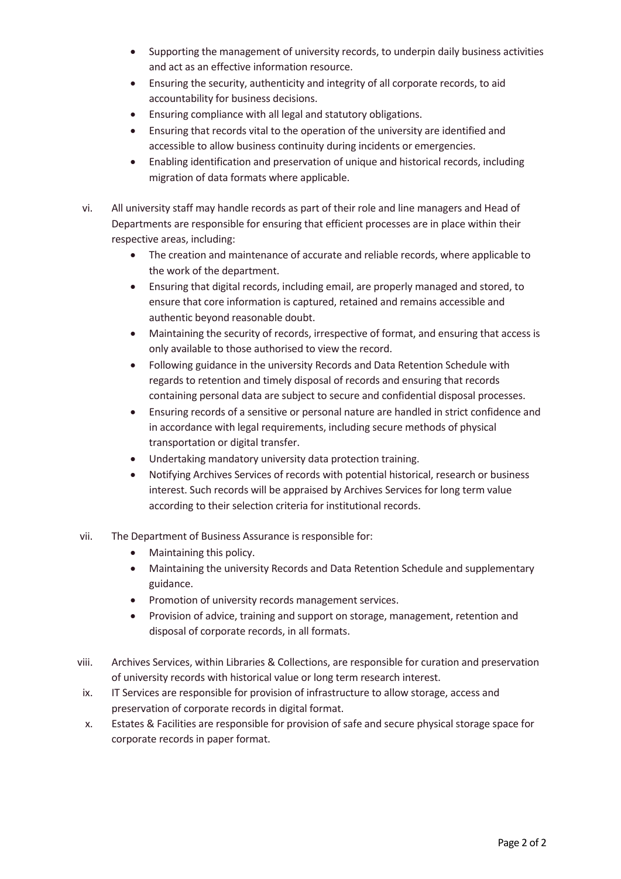- Supporting the management of university records, to underpin daily business activities and act as an effective information resource.
- Ensuring the security, authenticity and integrity of all corporate records, to aid accountability for business decisions.
- Ensuring compliance with all legal and statutory obligations.
- Ensuring that records vital to the operation of the university are identified and accessible to allow business continuity during incidents or emergencies.
- Enabling identification and preservation of unique and historical records, including migration of data formats where applicable.

vi. All university staff may handle records as part of their role and line managers and Head of Departments are responsible for ensuring that efficient processes are in place within their respective areas, including:

- The creation and maintenance of accurate and reliable records, where applicable to the work of the department.
- Ensuring that digital records, including email, are properly managed and stored, to ensure that core information is captured, retained and remains accessible and authentic beyond reasonable doubt.
- Maintaining the security of records, irrespective of format, and ensuring that access is only available to those authorised to view the record.
- Following guidance in the university Records and Data Retention Schedule with regards to retention and timely disposal of records and ensuring that records containing personal data are subject to secure and confidential disposal processes.
- Ensuring records of a sensitive or personal nature are handled in strict confidence and in accordance with legal requirements, including secure methods of physical transportation or digital transfer.
- Undertaking mandatory university data protection training.
- Notifying Archives Services of records with potential historical, research or business interest. Such records will be appraised by Archives Services for long term value according to their selection criteria for institutional records.

vii. The Department of Business Assurance is responsible for:

- Maintaining this policy.
- Maintaining the university Records and Data Retention Schedule and supplementary guidance.
- Promotion of university records management services.
- Provision of advice, training and support on storage, management, retention and disposal of corporate records, in all formats.

viii. Archives Services, within Libraries & Collections, are responsible for curation and preservation of university records with historical value or long term research interest.

ix. IT Services are responsible for provision of infrastructure to allow storage, access and preservation of corporate records in digital format.

x. Estates & Facilities are responsible for provision of safe and secure physical storage space for corporate records in paper format.